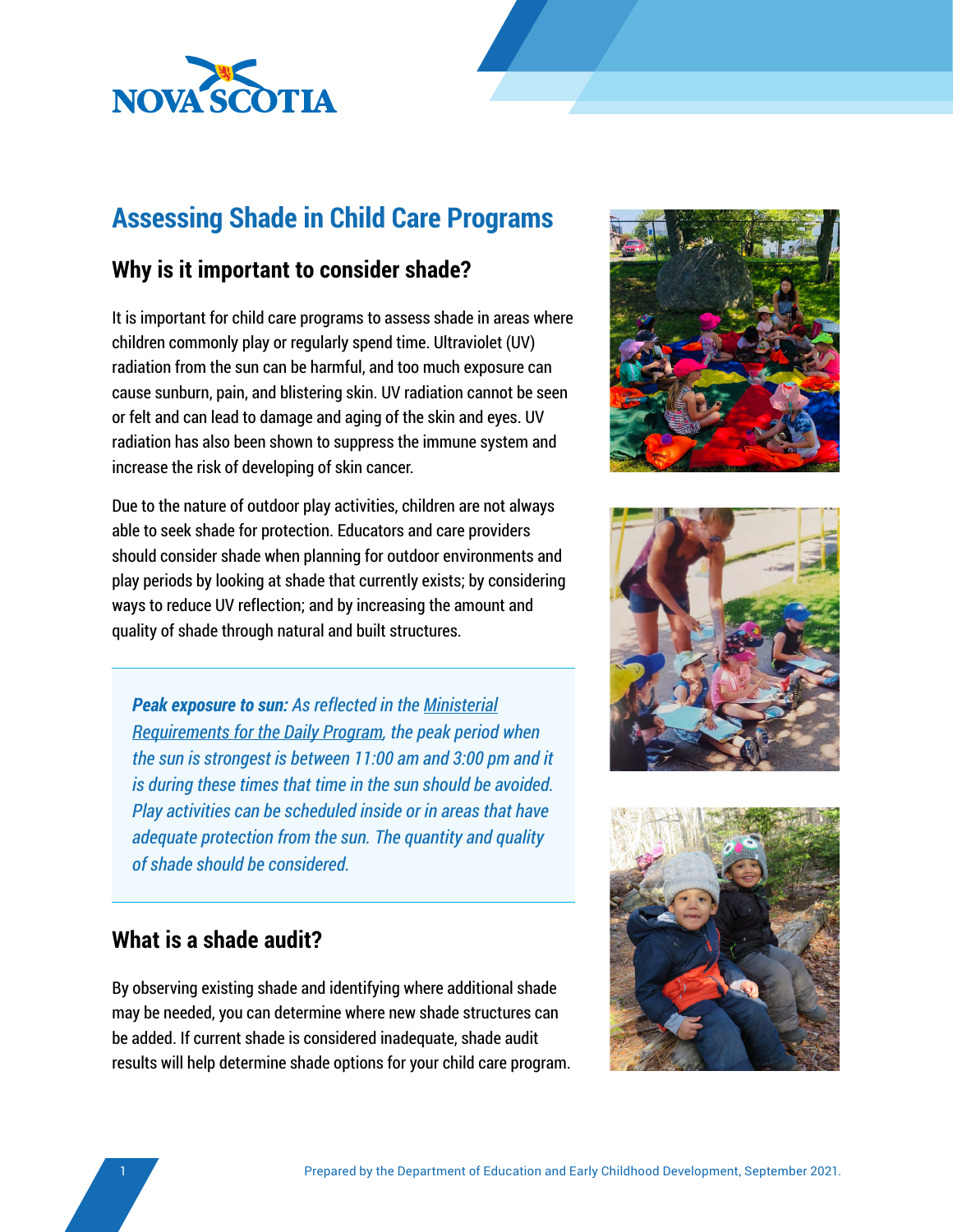# Assessing Shade in Child Care Programs

## Why is it important to consider shade?

It is important for child care programs to assess shade in areas where children commonly play or regularly spend time. Ultraviolet (UV) radiation from the sun can be harmful, and too much exposure can cause sunburn, pain, and blistering skin. UV radiation cannot be seen or felt and can lead to damage and aging of the skin and eyes. UV radiation has also been shown to suppress the immune system and increase the risk of developing of skin cancer.

Due to the nature of outdoor play activities, children are not always able to seek shade for protection. Educators and care providers should consider shade when planning for outdoor environments and play periods by looking at shade that currently exists; by considering ways to reduce UV reflection; and by increasing the amount and quality of shade through natural and built structures.

> ***Peak exposure to sun:*** *As reflected in the Ministerial Requirements for the Daily Program, the peak period when the sun is strongest is between 11:00 am and 3:00 pm and it is during these times that time in the sun should be avoided. Play activities can be scheduled inside or in areas that have adequate protection from the sun. The quantity and quality of shade should be considered.*

## What is a shade audit?

By observing existing shade and identifying where additional shade may be needed, you can determine where new shade structures can be added. If current shade is considered inadequate, shade audit results will help determine shade options for your child care program.

Prepared by the Department of Education and Early Childhood Development, September 2021.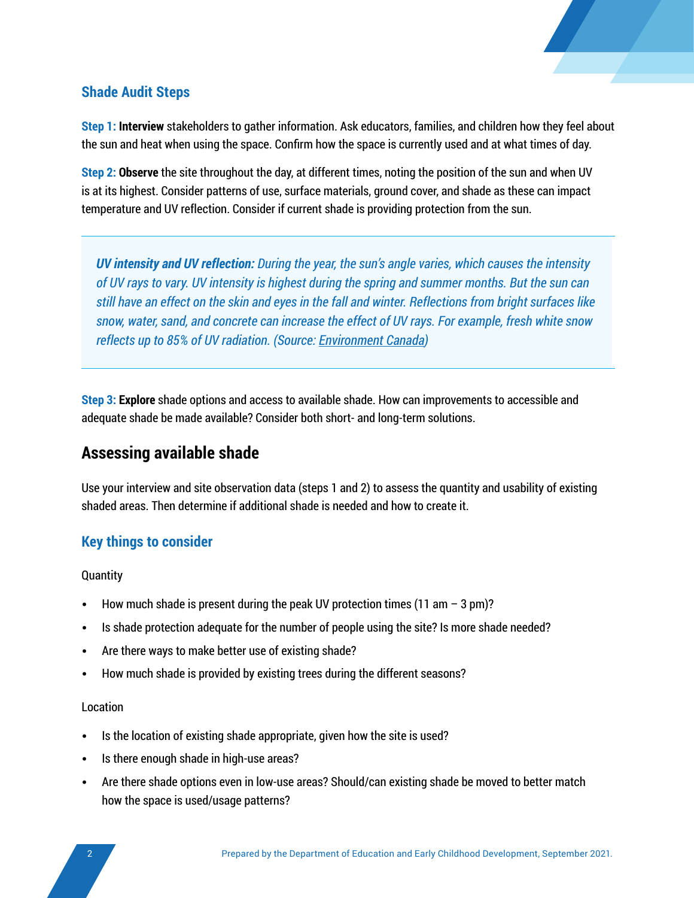### Shade Audit Steps

**Step 1: Interview** stakeholders to gather information. Ask educators, families, and children how they feel about the sun and heat when using the space. Confirm how the space is currently used and at what times of day.

**Step 2: Observe** the site throughout the day, at different times, noting the position of the sun and when UV is at its highest. Consider patterns of use, surface materials, ground cover, and shade as these can impact temperature and UV reflection. Consider if current shade is providing protection from the sun.

> ***UV intensity and UV reflection:*** *During the year, the sun's angle varies, which causes the intensity of UV rays to vary. UV intensity is highest during the spring and summer months. But the sun can still have an effect on the skin and eyes in the fall and winter. Reflections from bright surfaces like snow, water, sand, and concrete can increase the effect of UV rays. For example, fresh white snow reflects up to 85% of UV radiation. (Source: Environment Canada)*

**Step 3: Explore** shade options and access to available shade. How can improvements to accessible and adequate shade be made available? Consider both short- and long-term solutions.

## Assessing available shade

Use your interview and site observation data (steps 1 and 2) to assess the quantity and usability of existing shaded areas. Then determine if additional shade is needed and how to create it.

### Key things to consider

Quantity

- How much shade is present during the peak UV protection times (11 am – 3 pm)?
- Is shade protection adequate for the number of people using the site? Is more shade needed?
- Are there ways to make better use of existing shade?
- How much shade is provided by existing trees during the different seasons?

Location

- Is the location of existing shade appropriate, given how the site is used?
- Is there enough shade in high-use areas?
- Are there shade options even in low-use areas? Should/can existing shade be moved to better match how the space is used/usage patterns?

Prepared by the Department of Education and Early Childhood Development, September 2021.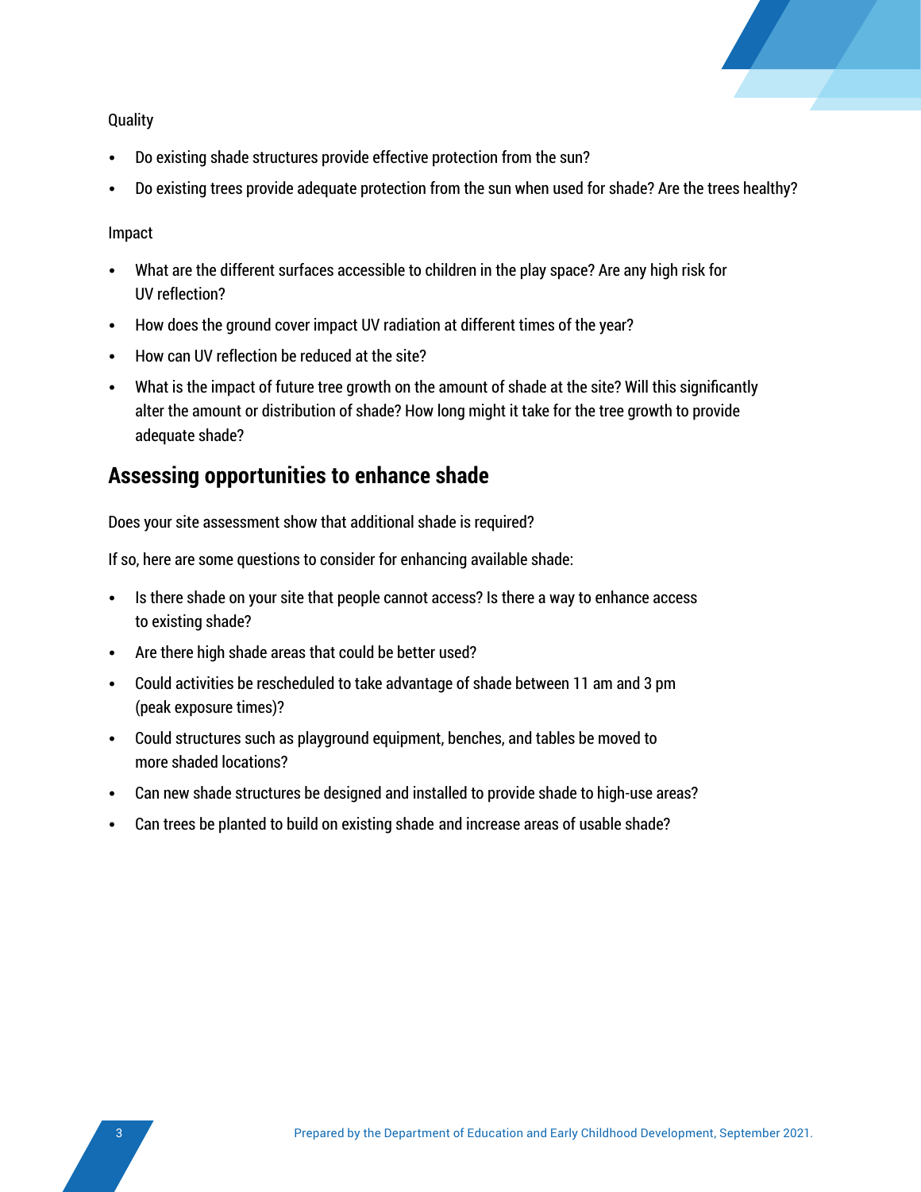Quality

- Do existing shade structures provide effective protection from the sun?
- Do existing trees provide adequate protection from the sun when used for shade? Are the trees healthy?

Impact

- What are the different surfaces accessible to children in the play space? Are any high risk for UV reflection?
- How does the ground cover impact UV radiation at different times of the year?
- How can UV reflection be reduced at the site?
- What is the impact of future tree growth on the amount of shade at the site? Will this significantly alter the amount or distribution of shade? How long might it take for the tree growth to provide adequate shade?

## Assessing opportunities to enhance shade

Does your site assessment show that additional shade is required?

If so, here are some questions to consider for enhancing available shade:

- Is there shade on your site that people cannot access? Is there a way to enhance access to existing shade?
- Are there high shade areas that could be better used?
- Could activities be rescheduled to take advantage of shade between 11 am and 3 pm (peak exposure times)?
- Could structures such as playground equipment, benches, and tables be moved to more shaded locations?
- Can new shade structures be designed and installed to provide shade to high-use areas?
- Can trees be planted to build on existing shade and increase areas of usable shade?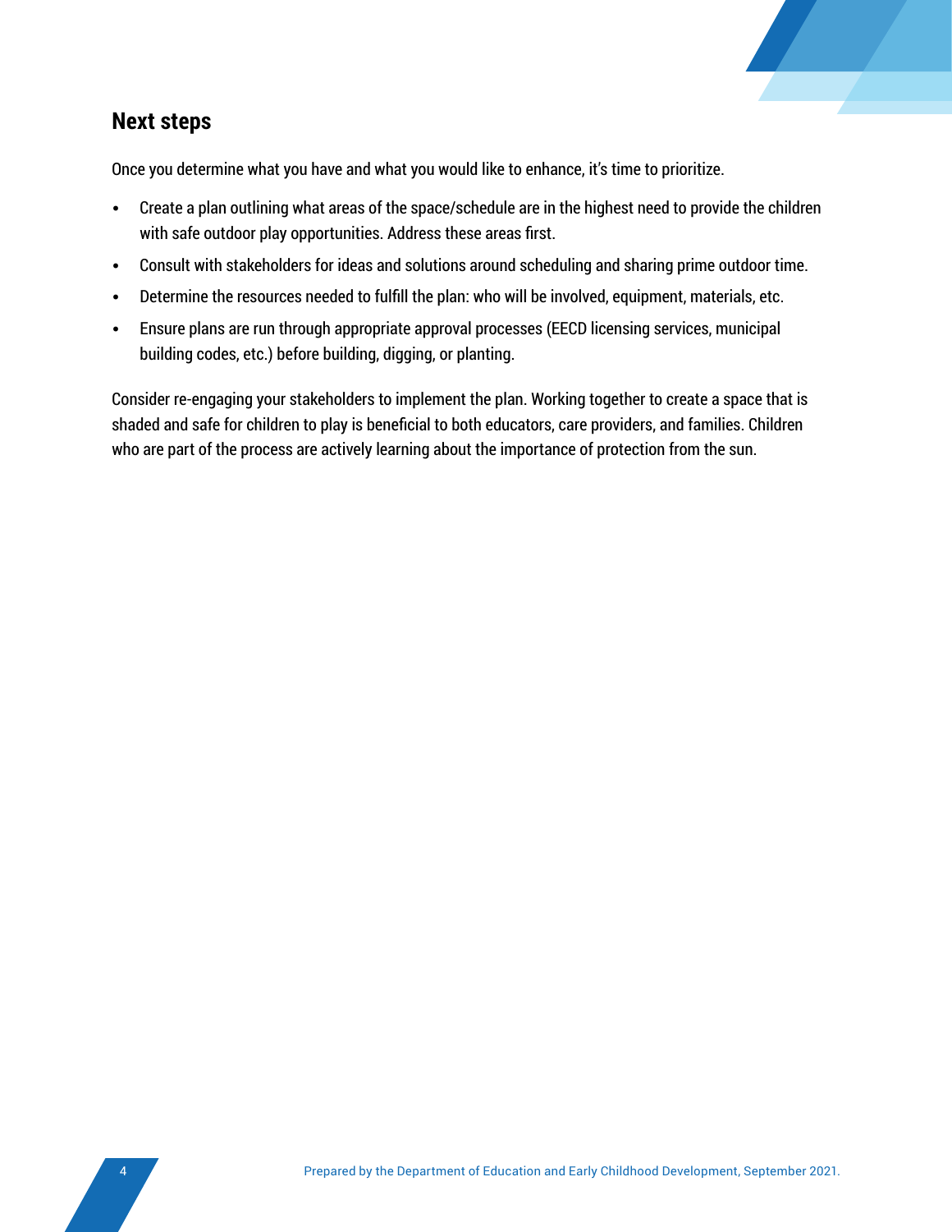## Next steps

Once you determine what you have and what you would like to enhance, it's time to prioritize.

- Create a plan outlining what areas of the space/schedule are in the highest need to provide the children with safe outdoor play opportunities. Address these areas first.
- Consult with stakeholders for ideas and solutions around scheduling and sharing prime outdoor time.
- Determine the resources needed to fulfill the plan: who will be involved, equipment, materials, etc.
- Ensure plans are run through appropriate approval processes (EECD licensing services, municipal building codes, etc.) before building, digging, or planting.

Consider re-engaging your stakeholders to implement the plan. Working together to create a space that is shaded and safe for children to play is beneficial to both educators, care providers, and families. Children who are part of the process are actively learning about the importance of protection from the sun.

Prepared by the Department of Education and Early Childhood Development, September 2021.